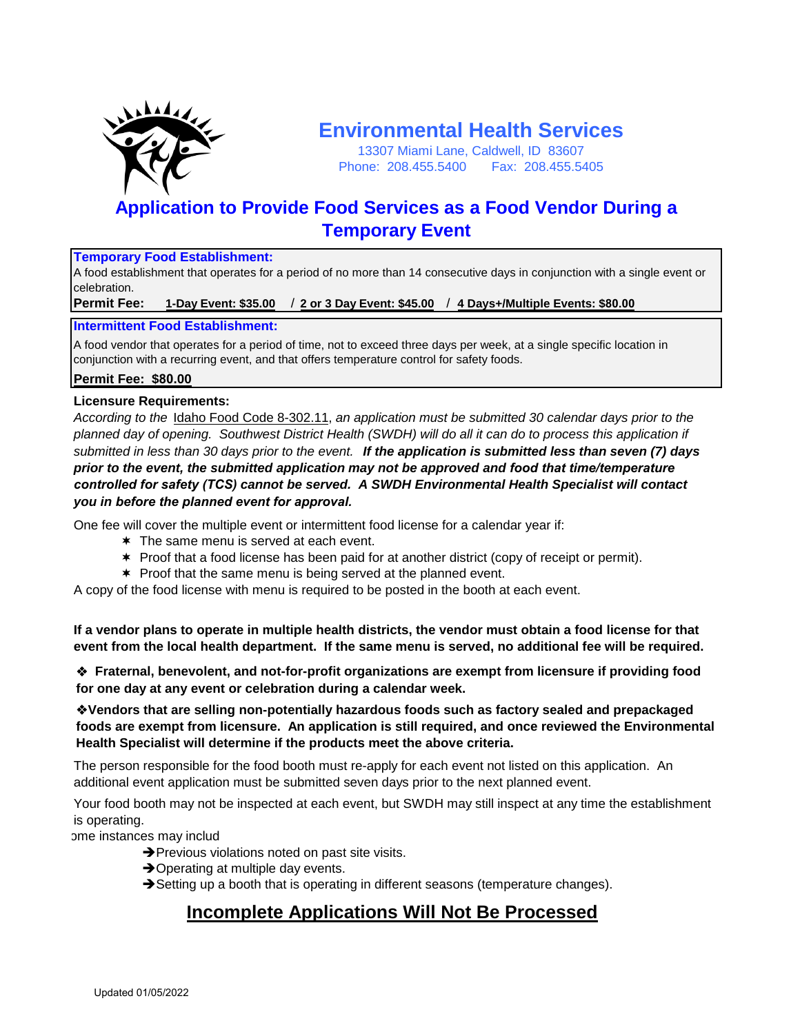# Environmental Health Services

13307 Miami Lane, Caldwell, ID 83607
Phone: 208.455.5400 Fax: 208.455.5405

## Application to Provide Food Services as a Food Vendor During a Temporary Event

**Temporary Food Establishment:**
A food establishment that operates for a period of no more than 14 consecutive days in conjunction with a single event or celebration.
**Permit Fee:** **1-Day Event: $35.00** / **2 or 3 Day Event: $45.00** / **4 Days+/Multiple Events: $80.00**

**Intermittent Food Establishment:**
A food vendor that operates for a period of time, not to exceed three days per week, at a single specific location in conjunction with a recurring event, and that offers temperature control for safety foods.
**Permit Fee: $80.00**

**Licensure Requirements:**
*According to the* Idaho Food Code 8-302.11, *an application must be submitted 30 calendar days prior to the planned day of opening. Southwest District Health (SWDH) will do all it can do to process this application if submitted in less than 30 days prior to the event.* ***If the application is submitted less than seven (7) days prior to the event, the submitted application may not be approved and food that time/temperature controlled for safety (TCS) cannot be served. A SWDH Environmental Health Specialist will contact you in before the planned event for approval.***

One fee will cover the multiple event or intermittent food license for a calendar year if:

- The same menu is served at each event.
- Proof that a food license has been paid for at another district (copy of receipt or permit).
- Proof that the same menu is being served at the planned event.

A copy of the food license with menu is required to be posted in the booth at each event.

**If a vendor plans to operate in multiple health districts, the vendor must obtain a food license for that event from the local health department. If the same menu is served, no additional fee will be required.**

❖ **Fraternal, benevolent, and not-for-profit organizations are exempt from licensure if providing food for one day at any event or celebration during a calendar week.**

❖ **Vendors that are selling non-potentially hazardous foods such as factory sealed and prepackaged foods are exempt from licensure. An application is still required, and once reviewed the Environmental Health Specialist will determine if the products meet the above criteria.**

The person responsible for the food booth must re-apply for each event not listed on this application. An additional event application must be submitted seven days prior to the next planned event.

Your food booth may not be inspected at each event, but SWDH may still inspect at any time the establishment is operating.
ome instances may includ

- ➔ Previous violations noted on past site visits.
- ➔ Operating at multiple day events.
- ➔ Setting up a booth that is operating in different seasons (temperature changes).

## Incomplete Applications Will Not Be Processed

Updated 01/05/2022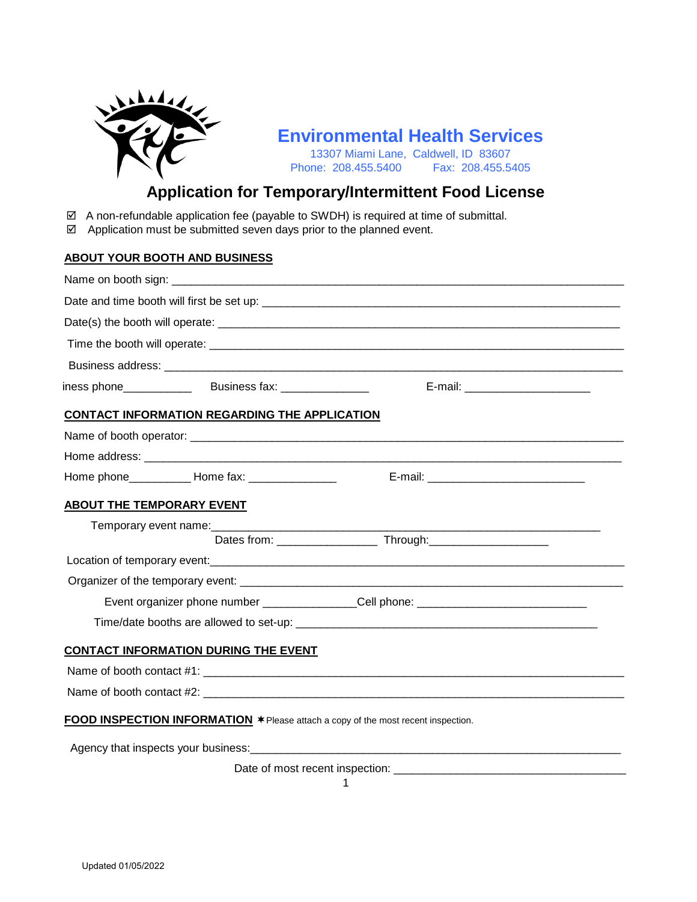# Environmental Health Services

13307 Miami Lane, Caldwell, ID 83607
Phone: 208.455.5400 Fax: 208.455.5405

## Application for Temporary/Intermittent Food License

☑ A non-refundable application fee (payable to SWDH) is required at time of submittal.
☑ Application must be submitted seven days prior to the planned event.

### ABOUT YOUR BOOTH AND BUSINESS

Name on booth sign: ___________________________________________________________________

Date and time booth will first be set up: _____________________________________________________

Date(s) the booth will operate: ________________________________________________________

Time the booth will operate: __________________________________________________________

Business address: __________________________________________________________________

iness phone___________ Business fax: ______________ E-mail: ____________________

### CONTACT INFORMATION REGARDING THE APPLICATION

Name of booth operator: _____________________________________________________________

Home address: _____________________________________________________________________

Home phone__________ Home fax: ______________ E-mail: _________________________

### ABOUT THE TEMPORARY EVENT

Temporary event name:_____________________________________________________________

Dates from: ________________ Through:__________________

Location of temporary event:__________________________________________________________

Organizer of the temporary event: ______________________________________________________

Event organizer phone number _______________Cell phone: ___________________________

Time/date booths are allowed to set-up: ______________________________________________

### CONTACT INFORMATION DURING THE EVENT

Name of booth contact #1: __________________________________________________________

Name of booth contact #2: __________________________________________________________

### FOOD INSPECTION INFORMATION ✶Please attach a copy of the most recent inspection.

Agency that inspects your business:_____________________________________________________

Date of most recent inspection: _____________________________________

Updated 01/05/2022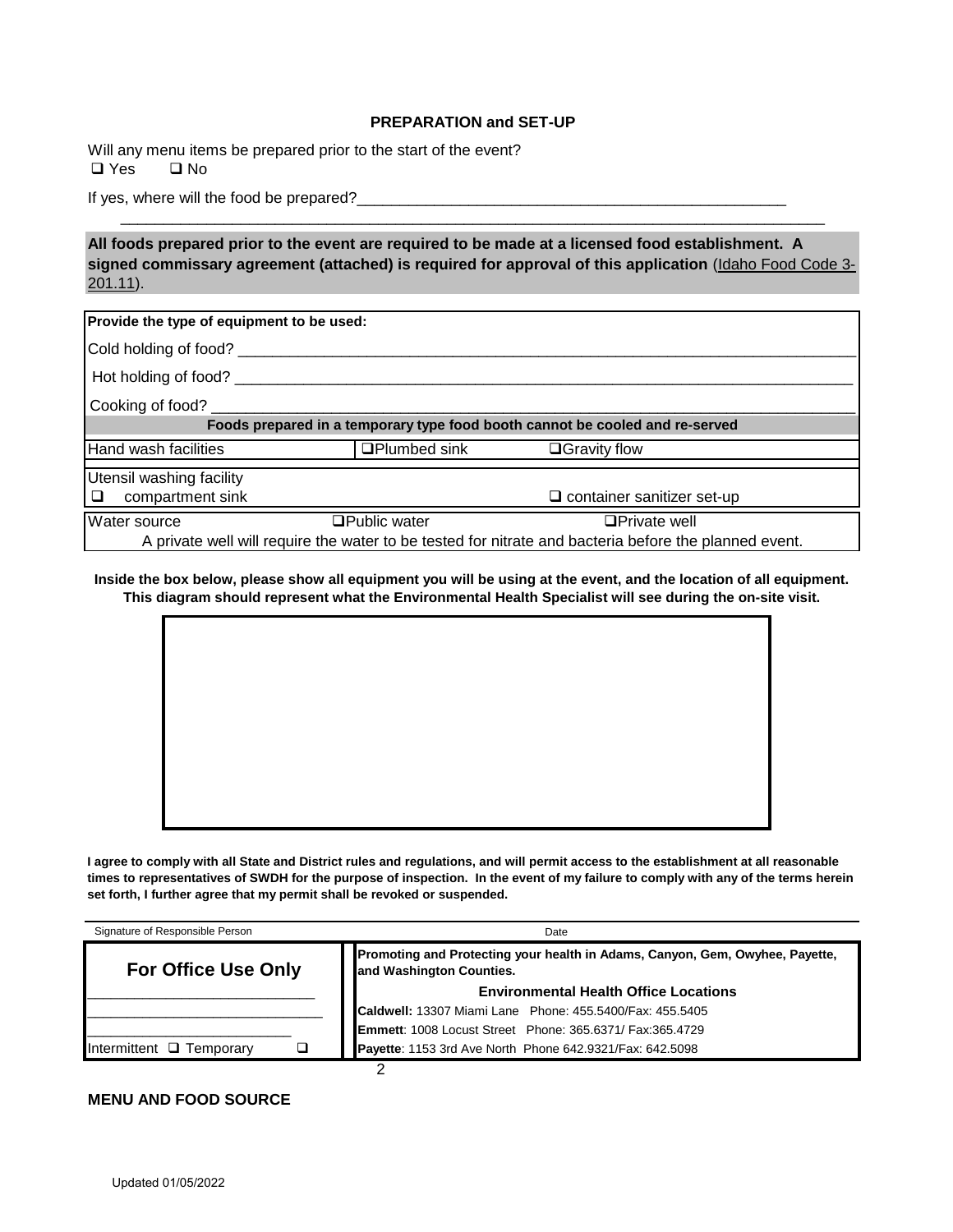## PREPARATION and SET-UP

Will any menu items be prepared prior to the start of the event?

❑ Yes ❑ No

If yes, where will the food be prepared?___________________________________________________

_____________________________________________________________________________________

**All foods prepared prior to the event are required to be made at a licensed food establishment. A signed commissary agreement (attached) is required for approval of this application** (Idaho Food Code 3-201.11).

| **Provide the type of equipment to be used:** | | |
|---|---|---|
| Cold holding of food? ___________________________________________ | | |
| Hot holding of food? ___________________________________________ | | |
| Cooking of food? ___________________________________________ | | |
| **Foods prepared in a temporary type food booth cannot be cooled and re-served** | | |
| Hand wash facilities | ❑Plumbed sink | ❑Gravity flow |
| Utensil washing facility<br>❑ compartment sink | | ❑ container sanitizer set-up |
| Water source | ❑Public water | ❑Private well |
| A private well will require the water to be tested for nitrate and bacteria before the planned event. | | |

**Inside the box below, please show all equipment you will be using at the event, and the location of all equipment. This diagram should represent what the Environmental Health Specialist will see during the on-site visit.**

**I agree to comply with all State and District rules and regulations, and will permit access to the establishment at all reasonable times to representatives of SWDH for the purpose of inspection. In the event of my failure to comply with any of the terms herein set forth, I further agree that my permit shall be revoked or suspended.**

Signature of Responsible Person Date

| **For Office Use Only** | **Promoting and Protecting your health in Adams, Canyon, Gem, Owyhee, Payette, and Washington Counties.** |
|---|---|
| ___________________________ | **Environmental Health Office Locations** |
| ___________________________ | **Caldwell:** 13307 Miami Lane Phone: 455.5400/Fax: 455.5405 |
| ___________________________ | **Emmett**: 1008 Locust Street Phone: 365.6371/ Fax:365.4729 |
| Intermittent ❑ Temporary ❑ | **Payette**: 1153 3rd Ave North Phone 642.9321/Fax: 642.5098 |

**MENU AND FOOD SOURCE**

Updated 01/05/2022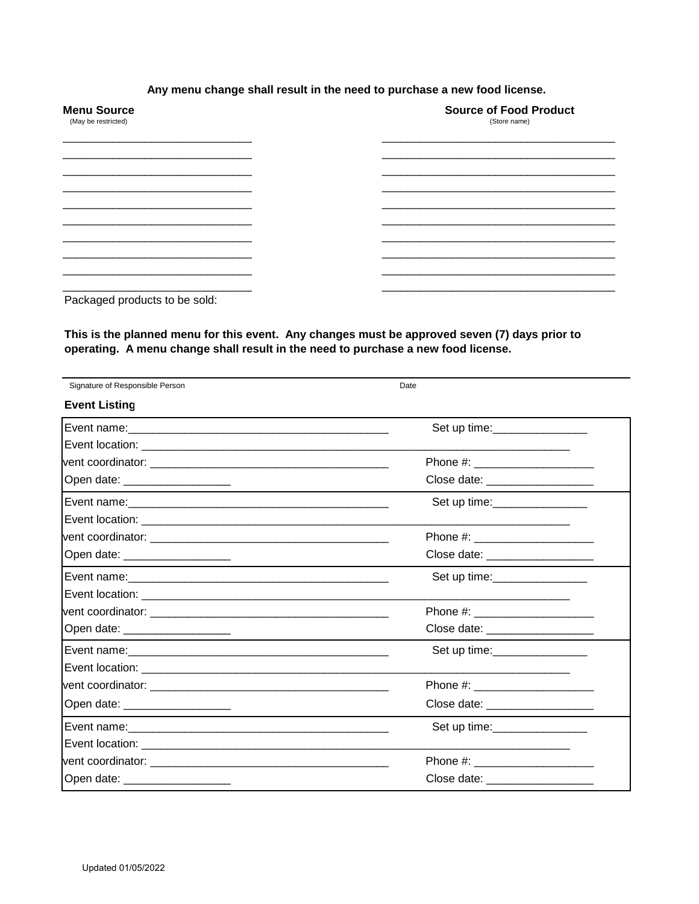**Any menu change shall result in the need to purchase a new food license.**

| **Menu Source** (May be restricted) | **Source of Food Product** (Store name) |
|---|---|
| ______________________________ | _____________________________________ |
| ______________________________ | _____________________________________ |
| ______________________________ | _____________________________________ |
| ______________________________ | _____________________________________ |
| ______________________________ | _____________________________________ |
| ______________________________ | _____________________________________ |
| ______________________________ | _____________________________________ |
| ______________________________ | _____________________________________ |
| ______________________________ | _____________________________________ |
| ______________________________ | _____________________________________ |

Packaged products to be sold:

**This is the planned menu for this event. Any changes must be approved seven (7) days prior to operating. A menu change shall result in the need to purchase a new food license.**

___________________________________________________________________________________________

Signature of Responsible Person                                                                                    Date

**Event Listing**

| | |
|---|---|
| Event name:_________________________________________ | Set up time:_______________ |
| Event location: _______________________________________________________________________ | |
| vent coordinator: ______________________________________ | Phone #: ___________________ |
| Open date: _________________ | Close date: _________________ |
| Event name:_________________________________________ | Set up time:_______________ |
| Event location: _______________________________________________________________________ | |
| vent coordinator: ______________________________________ | Phone #: ___________________ |
| Open date: _________________ | Close date: _________________ |
| Event name:_________________________________________ | Set up time:_______________ |
| Event location: _______________________________________________________________________ | |
| vent coordinator: ______________________________________ | Phone #: ___________________ |
| Open date: _________________ | Close date: _________________ |
| Event name:_________________________________________ | Set up time:_______________ |
| Event location: _______________________________________________________________________ | |
| vent coordinator: ______________________________________ | Phone #: ___________________ |
| Open date: _________________ | Close date: _________________ |
| Event name:_________________________________________ | Set up time:_______________ |
| Event location: _______________________________________________________________________ | |
| vent coordinator: ______________________________________ | Phone #: ___________________ |
| Open date: _________________ | Close date: _________________ |

Updated 01/05/2022